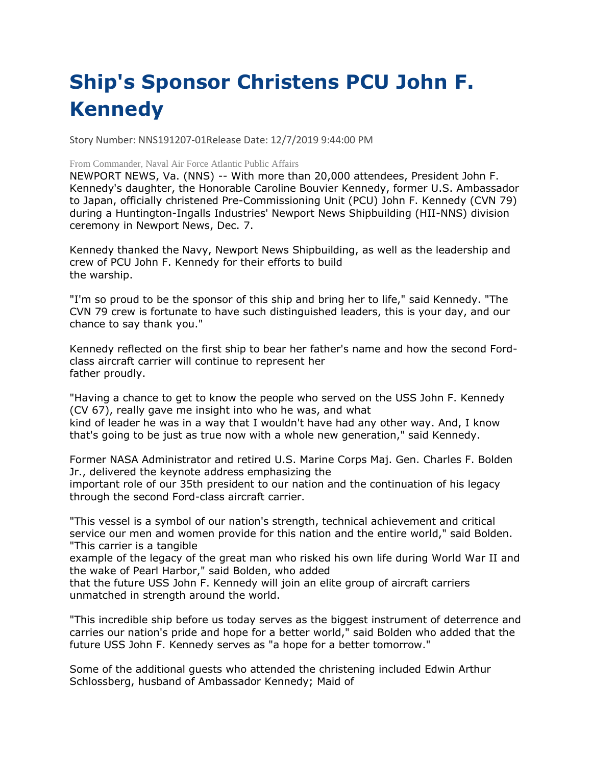# Ship's Sponsor Christens PCU John F. Kennedy

Story Number: NNS191207-01Release Date: 12/7/2019 9:44:00 PM

From Commander, Naval Air Force Atlantic Public Affairs

NEWPORT NEWS, Va. (NNS) -- With more than 20,000 attendees, President John F. Kennedy's daughter, the Honorable Caroline Bouvier Kennedy, former U.S. Ambassador to Japan, officially christened Pre-Commissioning Unit (PCU) John F. Kennedy (CVN 79) during a Huntington-Ingalls Industries' Newport News Shipbuilding (HII-NNS) division ceremony in Newport News, Dec. 7.

Kennedy thanked the Navy, Newport News Shipbuilding, as well as the leadership and crew of PCU John F. Kennedy for their efforts to build the warship.

"I'm so proud to be the sponsor of this ship and bring her to life," said Kennedy. "The CVN 79 crew is fortunate to have such distinguished leaders, this is your day, and our chance to say thank you."

Kennedy reflected on the first ship to bear her father's name and how the second Ford-class aircraft carrier will continue to represent her father proudly.

"Having a chance to get to know the people who served on the USS John F. Kennedy (CV 67), really gave me insight into who he was, and what kind of leader he was in a way that I wouldn't have had any other way. And, I know that's going to be just as true now with a whole new generation," said Kennedy.

Former NASA Administrator and retired U.S. Marine Corps Maj. Gen. Charles F. Bolden Jr., delivered the keynote address emphasizing the important role of our 35th president to our nation and the continuation of his legacy through the second Ford-class aircraft carrier.

"This vessel is a symbol of our nation's strength, technical achievement and critical service our men and women provide for this nation and the entire world," said Bolden. "This carrier is a tangible example of the legacy of the great man who risked his own life during World War II and the wake of Pearl Harbor," said Bolden, who added that the future USS John F. Kennedy will join an elite group of aircraft carriers unmatched in strength around the world.

"This incredible ship before us today serves as the biggest instrument of deterrence and carries our nation's pride and hope for a better world," said Bolden who added that the future USS John F. Kennedy serves as "a hope for a better tomorrow."

Some of the additional guests who attended the christening included Edwin Arthur Schlossberg, husband of Ambassador Kennedy; Maid of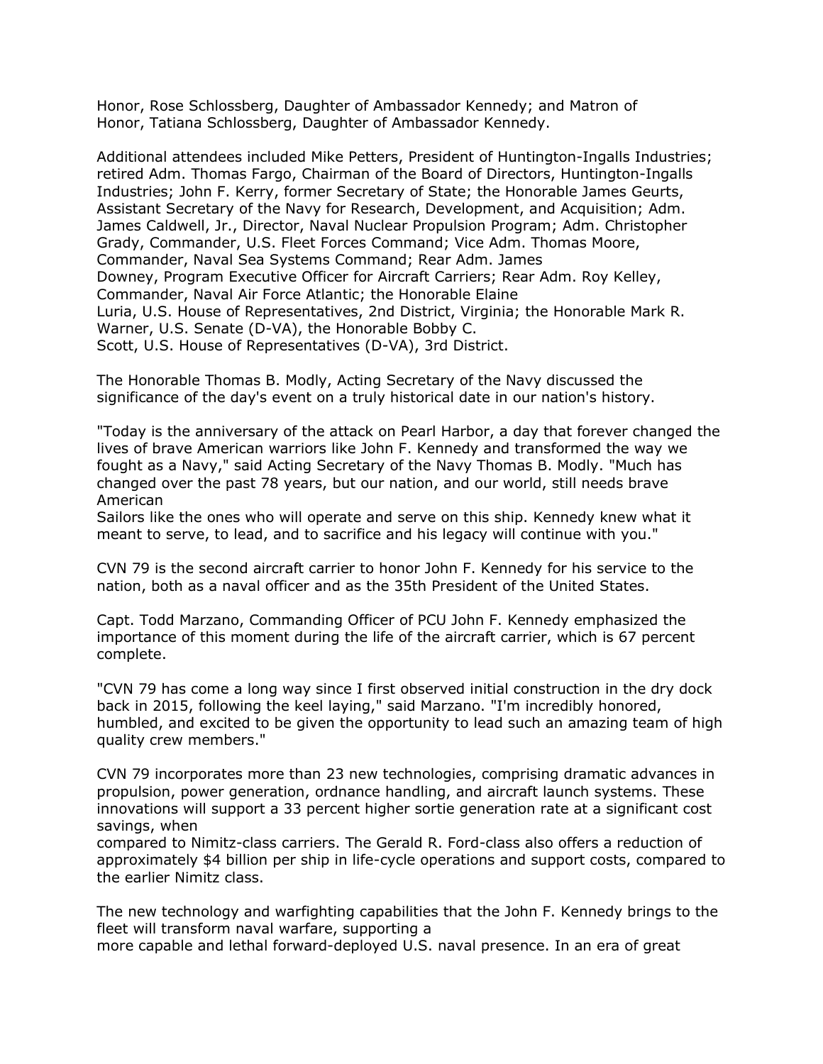Honor, Rose Schlossberg, Daughter of Ambassador Kennedy; and Matron of Honor, Tatiana Schlossberg, Daughter of Ambassador Kennedy.

Additional attendees included Mike Petters, President of Huntington-Ingalls Industries; retired Adm. Thomas Fargo, Chairman of the Board of Directors, Huntington-Ingalls Industries; John F. Kerry, former Secretary of State; the Honorable James Geurts, Assistant Secretary of the Navy for Research, Development, and Acquisition; Adm. James Caldwell, Jr., Director, Naval Nuclear Propulsion Program; Adm. Christopher Grady, Commander, U.S. Fleet Forces Command; Vice Adm. Thomas Moore, Commander, Naval Sea Systems Command; Rear Adm. James Downey, Program Executive Officer for Aircraft Carriers; Rear Adm. Roy Kelley, Commander, Naval Air Force Atlantic; the Honorable Elaine Luria, U.S. House of Representatives, 2nd District, Virginia; the Honorable Mark R. Warner, U.S. Senate (D-VA), the Honorable Bobby C. Scott, U.S. House of Representatives (D-VA), 3rd District.

The Honorable Thomas B. Modly, Acting Secretary of the Navy discussed the significance of the day's event on a truly historical date in our nation's history.

"Today is the anniversary of the attack on Pearl Harbor, a day that forever changed the lives of brave American warriors like John F. Kennedy and transformed the way we fought as a Navy," said Acting Secretary of the Navy Thomas B. Modly. "Much has changed over the past 78 years, but our nation, and our world, still needs brave American Sailors like the ones who will operate and serve on this ship. Kennedy knew what it meant to serve, to lead, and to sacrifice and his legacy will continue with you."

CVN 79 is the second aircraft carrier to honor John F. Kennedy for his service to the nation, both as a naval officer and as the 35th President of the United States.

Capt. Todd Marzano, Commanding Officer of PCU John F. Kennedy emphasized the importance of this moment during the life of the aircraft carrier, which is 67 percent complete.

"CVN 79 has come a long way since I first observed initial construction in the dry dock back in 2015, following the keel laying," said Marzano. "I'm incredibly honored, humbled, and excited to be given the opportunity to lead such an amazing team of high quality crew members."

CVN 79 incorporates more than 23 new technologies, comprising dramatic advances in propulsion, power generation, ordnance handling, and aircraft launch systems. These innovations will support a 33 percent higher sortie generation rate at a significant cost savings, when compared to Nimitz-class carriers. The Gerald R. Ford-class also offers a reduction of approximately $4 billion per ship in life-cycle operations and support costs, compared to the earlier Nimitz class.

The new technology and warfighting capabilities that the John F. Kennedy brings to the fleet will transform naval warfare, supporting a more capable and lethal forward-deployed U.S. naval presence. In an era of great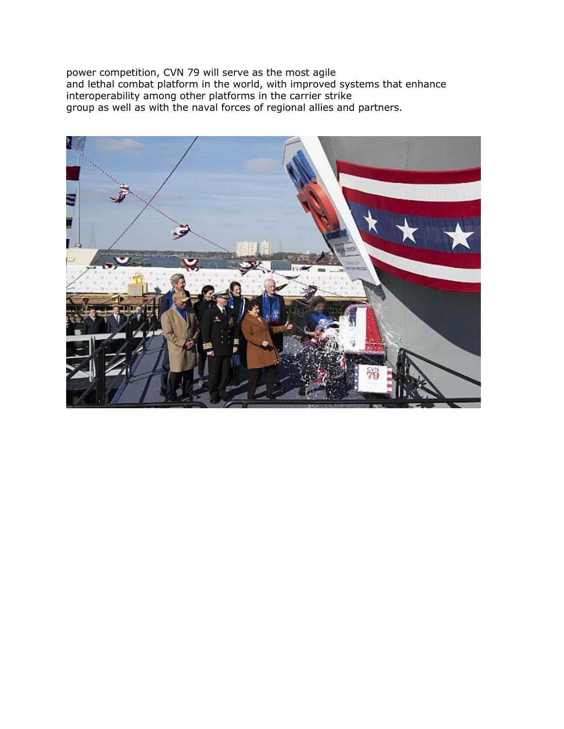power competition, CVN 79 will serve as the most agile and lethal combat platform in the world, with improved systems that enhance interoperability among other platforms in the carrier strike group as well as with the naval forces of regional allies and partners.